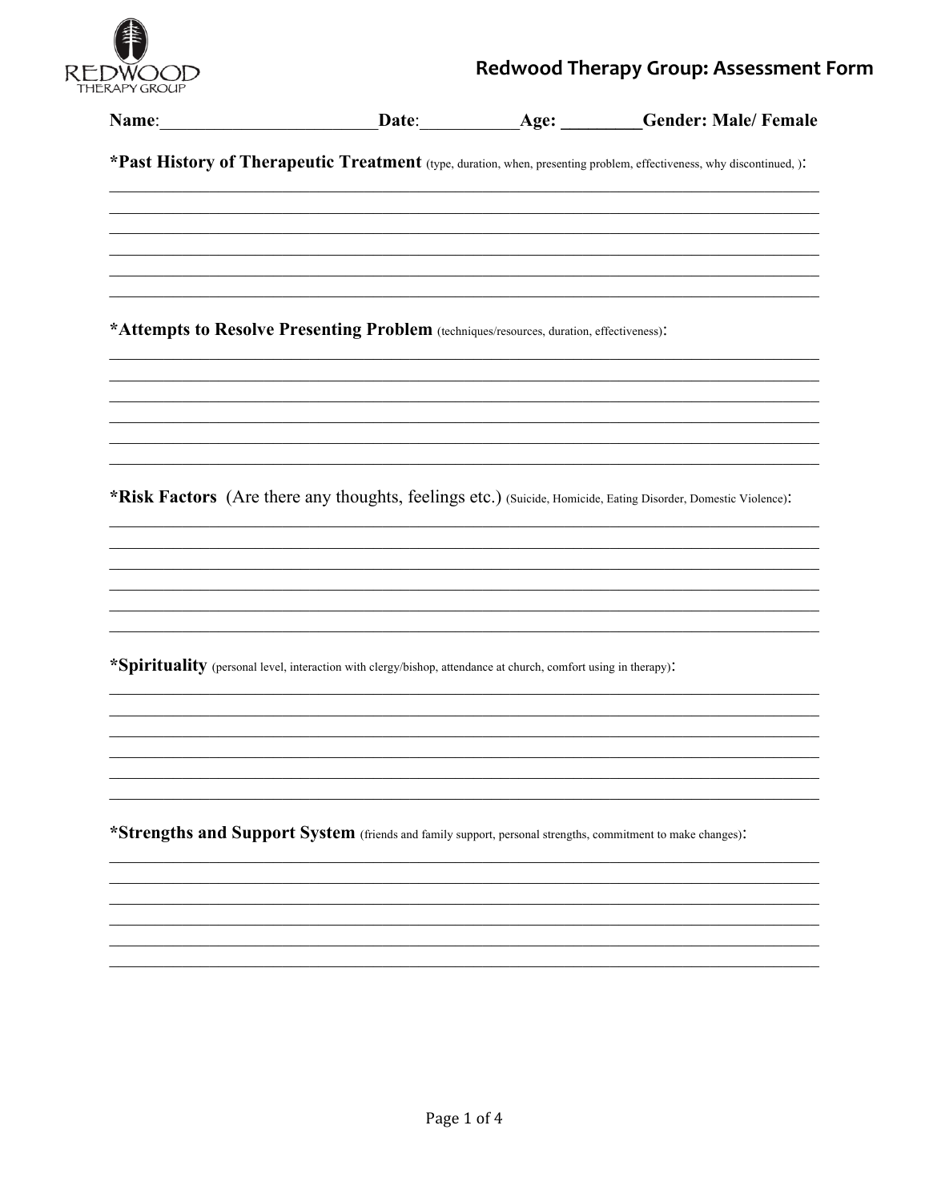# Redwood Therapy Group: Assessment Form

REDWOOD THERAPY GROUP

**Name**:________________________**Date**:___________**Age:** _________**Gender: Male/ Female**

**\*Past History of Therapeutic Treatment** (type, duration, when, presenting problem, effectiveness, why discontinued, ):

______________________________________________________________________________

______________________________________________________________________________

______________________________________________________________________________

______________________________________________________________________________

______________________________________________________________________________

______________________________________________________________________________

**\*Attempts to Resolve Presenting Problem** (techniques/resources, duration, effectiveness):

______________________________________________________________________________

______________________________________________________________________________

______________________________________________________________________________

______________________________________________________________________________

______________________________________________________________________________

______________________________________________________________________________

**\*Risk Factors** (Are there any thoughts, feelings etc.) (Suicide, Homicide, Eating Disorder, Domestic Violence):

______________________________________________________________________________

______________________________________________________________________________

______________________________________________________________________________

______________________________________________________________________________

______________________________________________________________________________

______________________________________________________________________________

**\*Spirituality** (personal level, interaction with clergy/bishop, attendance at church, comfort using in therapy):

______________________________________________________________________________

______________________________________________________________________________

______________________________________________________________________________

______________________________________________________________________________

______________________________________________________________________________

______________________________________________________________________________

**\*Strengths and Support System** (friends and family support, personal strengths, commitment to make changes):

______________________________________________________________________________

______________________________________________________________________________

______________________________________________________________________________

______________________________________________________________________________

______________________________________________________________________________

______________________________________________________________________________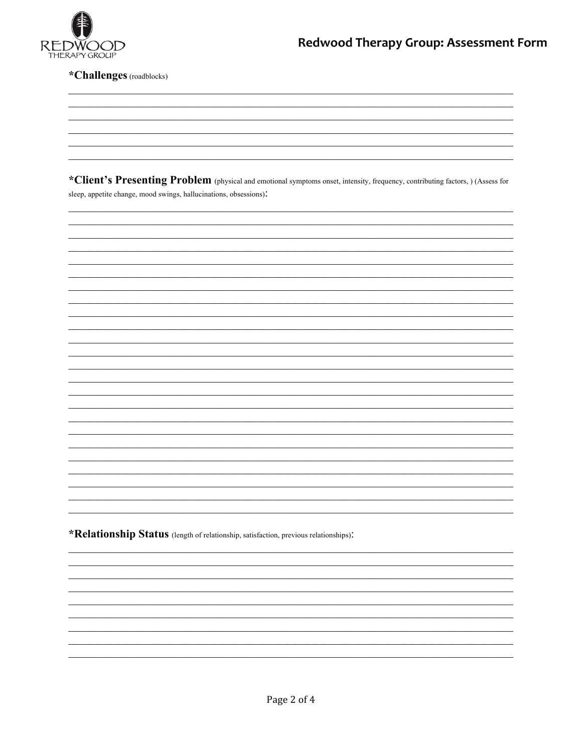**\*Challenges** (roadblocks)

**\*Client's Presenting Problem** (physical and emotional symptoms onset, intensity, frequency, contributing factors, ) (Assess for sleep, appetite change, mood swings, hallucinations, obsessions):

**\*Relationship Status** (length of relationship, satisfaction, previous relationships):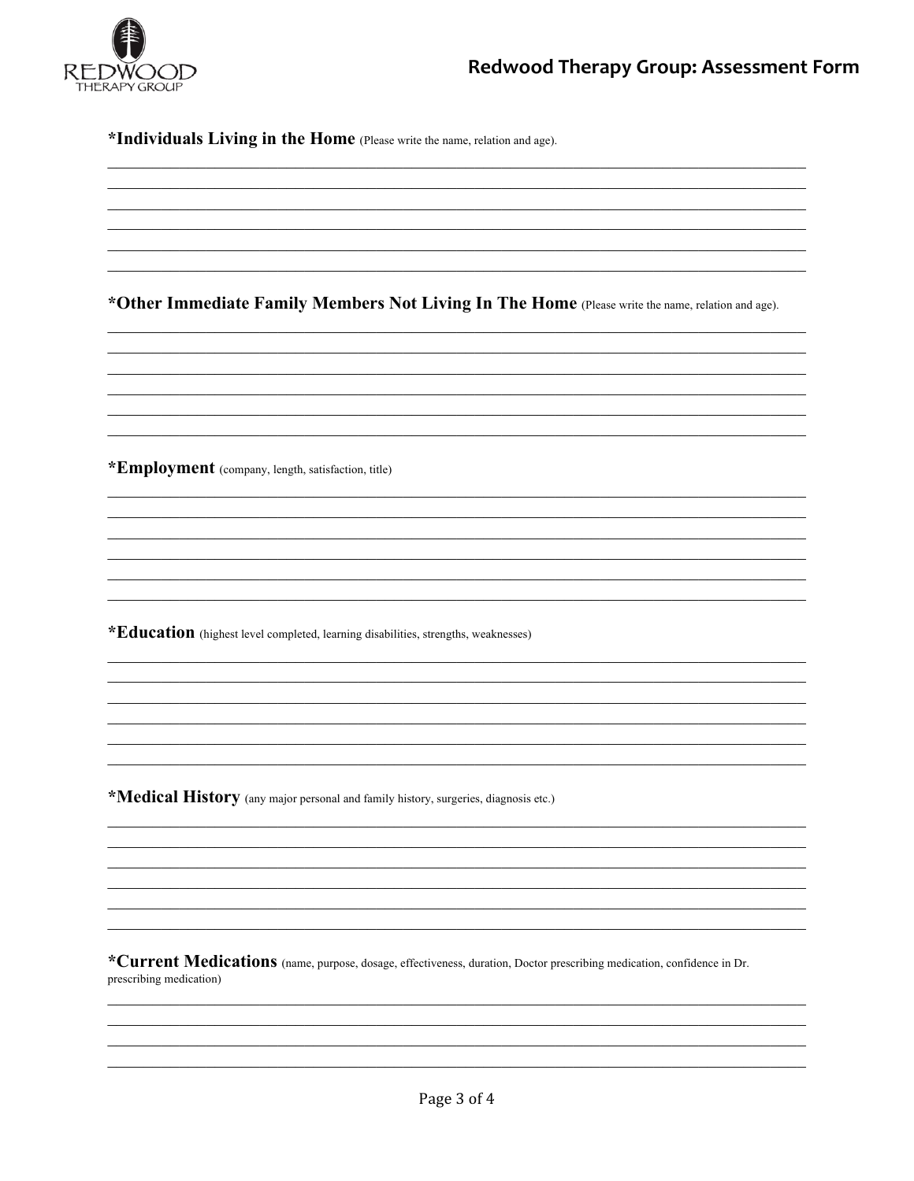**\*Individuals Living in the Home** (Please write the name, relation and age).

\_\_\_\_\_\_\_\_\_\_\_\_\_\_\_\_\_\_\_\_\_\_\_\_\_\_\_\_\_\_\_\_\_\_\_\_\_\_\_\_\_\_\_\_\_\_\_\_\_\_\_\_\_\_\_\_\_\_\_\_\_\_\_\_\_\_\_\_\_\_\_\_\_\_\_\_\_\_

\_\_\_\_\_\_\_\_\_\_\_\_\_\_\_\_\_\_\_\_\_\_\_\_\_\_\_\_\_\_\_\_\_\_\_\_\_\_\_\_\_\_\_\_\_\_\_\_\_\_\_\_\_\_\_\_\_\_\_\_\_\_\_\_\_\_\_\_\_\_\_\_\_\_\_\_\_\_

\_\_\_\_\_\_\_\_\_\_\_\_\_\_\_\_\_\_\_\_\_\_\_\_\_\_\_\_\_\_\_\_\_\_\_\_\_\_\_\_\_\_\_\_\_\_\_\_\_\_\_\_\_\_\_\_\_\_\_\_\_\_\_\_\_\_\_\_\_\_\_\_\_\_\_\_\_\_

\_\_\_\_\_\_\_\_\_\_\_\_\_\_\_\_\_\_\_\_\_\_\_\_\_\_\_\_\_\_\_\_\_\_\_\_\_\_\_\_\_\_\_\_\_\_\_\_\_\_\_\_\_\_\_\_\_\_\_\_\_\_\_\_\_\_\_\_\_\_\_\_\_\_\_\_\_\_

\_\_\_\_\_\_\_\_\_\_\_\_\_\_\_\_\_\_\_\_\_\_\_\_\_\_\_\_\_\_\_\_\_\_\_\_\_\_\_\_\_\_\_\_\_\_\_\_\_\_\_\_\_\_\_\_\_\_\_\_\_\_\_\_\_\_\_\_\_\_\_\_\_\_\_\_\_\_

\_\_\_\_\_\_\_\_\_\_\_\_\_\_\_\_\_\_\_\_\_\_\_\_\_\_\_\_\_\_\_\_\_\_\_\_\_\_\_\_\_\_\_\_\_\_\_\_\_\_\_\_\_\_\_\_\_\_\_\_\_\_\_\_\_\_\_\_\_\_\_\_\_\_\_\_\_\_

**\*Other Immediate Family Members Not Living In The Home** (Please write the name, relation and age).

\_\_\_\_\_\_\_\_\_\_\_\_\_\_\_\_\_\_\_\_\_\_\_\_\_\_\_\_\_\_\_\_\_\_\_\_\_\_\_\_\_\_\_\_\_\_\_\_\_\_\_\_\_\_\_\_\_\_\_\_\_\_\_\_\_\_\_\_\_\_\_\_\_\_\_\_\_\_

\_\_\_\_\_\_\_\_\_\_\_\_\_\_\_\_\_\_\_\_\_\_\_\_\_\_\_\_\_\_\_\_\_\_\_\_\_\_\_\_\_\_\_\_\_\_\_\_\_\_\_\_\_\_\_\_\_\_\_\_\_\_\_\_\_\_\_\_\_\_\_\_\_\_\_\_\_\_

\_\_\_\_\_\_\_\_\_\_\_\_\_\_\_\_\_\_\_\_\_\_\_\_\_\_\_\_\_\_\_\_\_\_\_\_\_\_\_\_\_\_\_\_\_\_\_\_\_\_\_\_\_\_\_\_\_\_\_\_\_\_\_\_\_\_\_\_\_\_\_\_\_\_\_\_\_\_

\_\_\_\_\_\_\_\_\_\_\_\_\_\_\_\_\_\_\_\_\_\_\_\_\_\_\_\_\_\_\_\_\_\_\_\_\_\_\_\_\_\_\_\_\_\_\_\_\_\_\_\_\_\_\_\_\_\_\_\_\_\_\_\_\_\_\_\_\_\_\_\_\_\_\_\_\_\_

\_\_\_\_\_\_\_\_\_\_\_\_\_\_\_\_\_\_\_\_\_\_\_\_\_\_\_\_\_\_\_\_\_\_\_\_\_\_\_\_\_\_\_\_\_\_\_\_\_\_\_\_\_\_\_\_\_\_\_\_\_\_\_\_\_\_\_\_\_\_\_\_\_\_\_\_\_\_

\_\_\_\_\_\_\_\_\_\_\_\_\_\_\_\_\_\_\_\_\_\_\_\_\_\_\_\_\_\_\_\_\_\_\_\_\_\_\_\_\_\_\_\_\_\_\_\_\_\_\_\_\_\_\_\_\_\_\_\_\_\_\_\_\_\_\_\_\_\_\_\_\_\_\_\_\_\_

**\*Employment** (company, length, satisfaction, title)

\_\_\_\_\_\_\_\_\_\_\_\_\_\_\_\_\_\_\_\_\_\_\_\_\_\_\_\_\_\_\_\_\_\_\_\_\_\_\_\_\_\_\_\_\_\_\_\_\_\_\_\_\_\_\_\_\_\_\_\_\_\_\_\_\_\_\_\_\_\_\_\_\_\_\_\_\_\_

\_\_\_\_\_\_\_\_\_\_\_\_\_\_\_\_\_\_\_\_\_\_\_\_\_\_\_\_\_\_\_\_\_\_\_\_\_\_\_\_\_\_\_\_\_\_\_\_\_\_\_\_\_\_\_\_\_\_\_\_\_\_\_\_\_\_\_\_\_\_\_\_\_\_\_\_\_\_

\_\_\_\_\_\_\_\_\_\_\_\_\_\_\_\_\_\_\_\_\_\_\_\_\_\_\_\_\_\_\_\_\_\_\_\_\_\_\_\_\_\_\_\_\_\_\_\_\_\_\_\_\_\_\_\_\_\_\_\_\_\_\_\_\_\_\_\_\_\_\_\_\_\_\_\_\_\_

\_\_\_\_\_\_\_\_\_\_\_\_\_\_\_\_\_\_\_\_\_\_\_\_\_\_\_\_\_\_\_\_\_\_\_\_\_\_\_\_\_\_\_\_\_\_\_\_\_\_\_\_\_\_\_\_\_\_\_\_\_\_\_\_\_\_\_\_\_\_\_\_\_\_\_\_\_\_

\_\_\_\_\_\_\_\_\_\_\_\_\_\_\_\_\_\_\_\_\_\_\_\_\_\_\_\_\_\_\_\_\_\_\_\_\_\_\_\_\_\_\_\_\_\_\_\_\_\_\_\_\_\_\_\_\_\_\_\_\_\_\_\_\_\_\_\_\_\_\_\_\_\_\_\_\_\_

\_\_\_\_\_\_\_\_\_\_\_\_\_\_\_\_\_\_\_\_\_\_\_\_\_\_\_\_\_\_\_\_\_\_\_\_\_\_\_\_\_\_\_\_\_\_\_\_\_\_\_\_\_\_\_\_\_\_\_\_\_\_\_\_\_\_\_\_\_\_\_\_\_\_\_\_\_\_

**\*Education** (highest level completed, learning disabilities, strengths, weaknesses)

\_\_\_\_\_\_\_\_\_\_\_\_\_\_\_\_\_\_\_\_\_\_\_\_\_\_\_\_\_\_\_\_\_\_\_\_\_\_\_\_\_\_\_\_\_\_\_\_\_\_\_\_\_\_\_\_\_\_\_\_\_\_\_\_\_\_\_\_\_\_\_\_\_\_\_\_\_\_

\_\_\_\_\_\_\_\_\_\_\_\_\_\_\_\_\_\_\_\_\_\_\_\_\_\_\_\_\_\_\_\_\_\_\_\_\_\_\_\_\_\_\_\_\_\_\_\_\_\_\_\_\_\_\_\_\_\_\_\_\_\_\_\_\_\_\_\_\_\_\_\_\_\_\_\_\_\_

\_\_\_\_\_\_\_\_\_\_\_\_\_\_\_\_\_\_\_\_\_\_\_\_\_\_\_\_\_\_\_\_\_\_\_\_\_\_\_\_\_\_\_\_\_\_\_\_\_\_\_\_\_\_\_\_\_\_\_\_\_\_\_\_\_\_\_\_\_\_\_\_\_\_\_\_\_\_

\_\_\_\_\_\_\_\_\_\_\_\_\_\_\_\_\_\_\_\_\_\_\_\_\_\_\_\_\_\_\_\_\_\_\_\_\_\_\_\_\_\_\_\_\_\_\_\_\_\_\_\_\_\_\_\_\_\_\_\_\_\_\_\_\_\_\_\_\_\_\_\_\_\_\_\_\_\_

\_\_\_\_\_\_\_\_\_\_\_\_\_\_\_\_\_\_\_\_\_\_\_\_\_\_\_\_\_\_\_\_\_\_\_\_\_\_\_\_\_\_\_\_\_\_\_\_\_\_\_\_\_\_\_\_\_\_\_\_\_\_\_\_\_\_\_\_\_\_\_\_\_\_\_\_\_\_

\_\_\_\_\_\_\_\_\_\_\_\_\_\_\_\_\_\_\_\_\_\_\_\_\_\_\_\_\_\_\_\_\_\_\_\_\_\_\_\_\_\_\_\_\_\_\_\_\_\_\_\_\_\_\_\_\_\_\_\_\_\_\_\_\_\_\_\_\_\_\_\_\_\_\_\_\_\_

**\*Medical History** (any major personal and family history, surgeries, diagnosis etc.)

\_\_\_\_\_\_\_\_\_\_\_\_\_\_\_\_\_\_\_\_\_\_\_\_\_\_\_\_\_\_\_\_\_\_\_\_\_\_\_\_\_\_\_\_\_\_\_\_\_\_\_\_\_\_\_\_\_\_\_\_\_\_\_\_\_\_\_\_\_\_\_\_\_\_\_\_\_\_

\_\_\_\_\_\_\_\_\_\_\_\_\_\_\_\_\_\_\_\_\_\_\_\_\_\_\_\_\_\_\_\_\_\_\_\_\_\_\_\_\_\_\_\_\_\_\_\_\_\_\_\_\_\_\_\_\_\_\_\_\_\_\_\_\_\_\_\_\_\_\_\_\_\_\_\_\_\_

\_\_\_\_\_\_\_\_\_\_\_\_\_\_\_\_\_\_\_\_\_\_\_\_\_\_\_\_\_\_\_\_\_\_\_\_\_\_\_\_\_\_\_\_\_\_\_\_\_\_\_\_\_\_\_\_\_\_\_\_\_\_\_\_\_\_\_\_\_\_\_\_\_\_\_\_\_\_

\_\_\_\_\_\_\_\_\_\_\_\_\_\_\_\_\_\_\_\_\_\_\_\_\_\_\_\_\_\_\_\_\_\_\_\_\_\_\_\_\_\_\_\_\_\_\_\_\_\_\_\_\_\_\_\_\_\_\_\_\_\_\_\_\_\_\_\_\_\_\_\_\_\_\_\_\_\_

\_\_\_\_\_\_\_\_\_\_\_\_\_\_\_\_\_\_\_\_\_\_\_\_\_\_\_\_\_\_\_\_\_\_\_\_\_\_\_\_\_\_\_\_\_\_\_\_\_\_\_\_\_\_\_\_\_\_\_\_\_\_\_\_\_\_\_\_\_\_\_\_\_\_\_\_\_\_

\_\_\_\_\_\_\_\_\_\_\_\_\_\_\_\_\_\_\_\_\_\_\_\_\_\_\_\_\_\_\_\_\_\_\_\_\_\_\_\_\_\_\_\_\_\_\_\_\_\_\_\_\_\_\_\_\_\_\_\_\_\_\_\_\_\_\_\_\_\_\_\_\_\_\_\_\_\_

**\*Current Medications** (name, purpose, dosage, effectiveness, duration, Doctor prescribing medication, confidence in Dr. prescribing medication)

\_\_\_\_\_\_\_\_\_\_\_\_\_\_\_\_\_\_\_\_\_\_\_\_\_\_\_\_\_\_\_\_\_\_\_\_\_\_\_\_\_\_\_\_\_\_\_\_\_\_\_\_\_\_\_\_\_\_\_\_\_\_\_\_\_\_\_\_\_\_\_\_\_\_\_\_\_\_

\_\_\_\_\_\_\_\_\_\_\_\_\_\_\_\_\_\_\_\_\_\_\_\_\_\_\_\_\_\_\_\_\_\_\_\_\_\_\_\_\_\_\_\_\_\_\_\_\_\_\_\_\_\_\_\_\_\_\_\_\_\_\_\_\_\_\_\_\_\_\_\_\_\_\_\_\_\_

\_\_\_\_\_\_\_\_\_\_\_\_\_\_\_\_\_\_\_\_\_\_\_\_\_\_\_\_\_\_\_\_\_\_\_\_\_\_\_\_\_\_\_\_\_\_\_\_\_\_\_\_\_\_\_\_\_\_\_\_\_\_\_\_\_\_\_\_\_\_\_\_\_\_\_\_\_\_

\_\_\_\_\_\_\_\_\_\_\_\_\_\_\_\_\_\_\_\_\_\_\_\_\_\_\_\_\_\_\_\_\_\_\_\_\_\_\_\_\_\_\_\_\_\_\_\_\_\_\_\_\_\_\_\_\_\_\_\_\_\_\_\_\_\_\_\_\_\_\_\_\_\_\_\_\_\_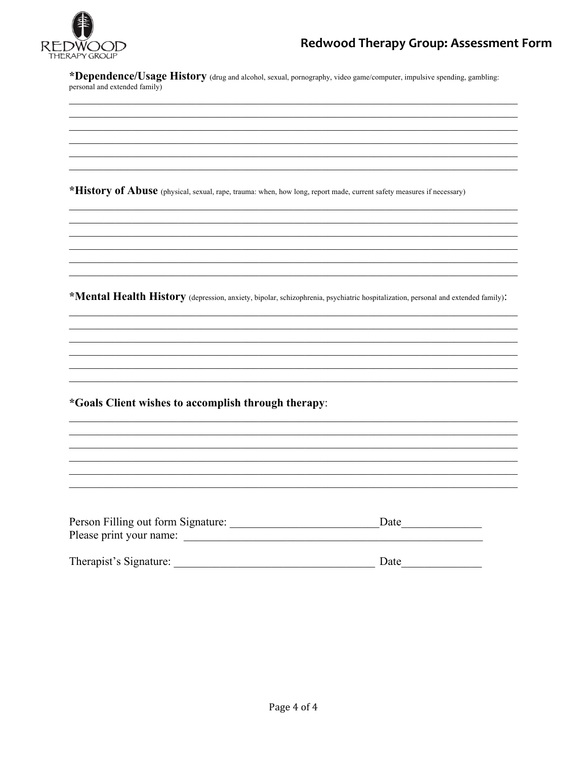**Redwood Therapy Group: Assessment Form**

**\*Dependence/Usage History** (drug and alcohol, sexual, pornography, video game/computer, impulsive spending, gambling: personal and extended family)

______________________________________________________________________________
______________________________________________________________________________
______________________________________________________________________________
______________________________________________________________________________
______________________________________________________________________________
______________________________________________________________________________

**\*History of Abuse** (physical, sexual, rape, trauma: when, how long, report made, current safety measures if necessary)

______________________________________________________________________________
______________________________________________________________________________
______________________________________________________________________________
______________________________________________________________________________
______________________________________________________________________________
______________________________________________________________________________

**\*Mental Health History** (depression, anxiety, bipolar, schizophrenia, psychiatric hospitalization, personal and extended family):

______________________________________________________________________________
______________________________________________________________________________
______________________________________________________________________________
______________________________________________________________________________
______________________________________________________________________________
______________________________________________________________________________

**\*Goals Client wishes to accomplish through therapy**:

______________________________________________________________________________
______________________________________________________________________________
______________________________________________________________________________
______________________________________________________________________________
______________________________________________________________________________
______________________________________________________________________________

Person Filling out form Signature: __________________________Date_____________
Please print your name: ________________________________________________________

Therapist's Signature: ___________________________________ Date_____________